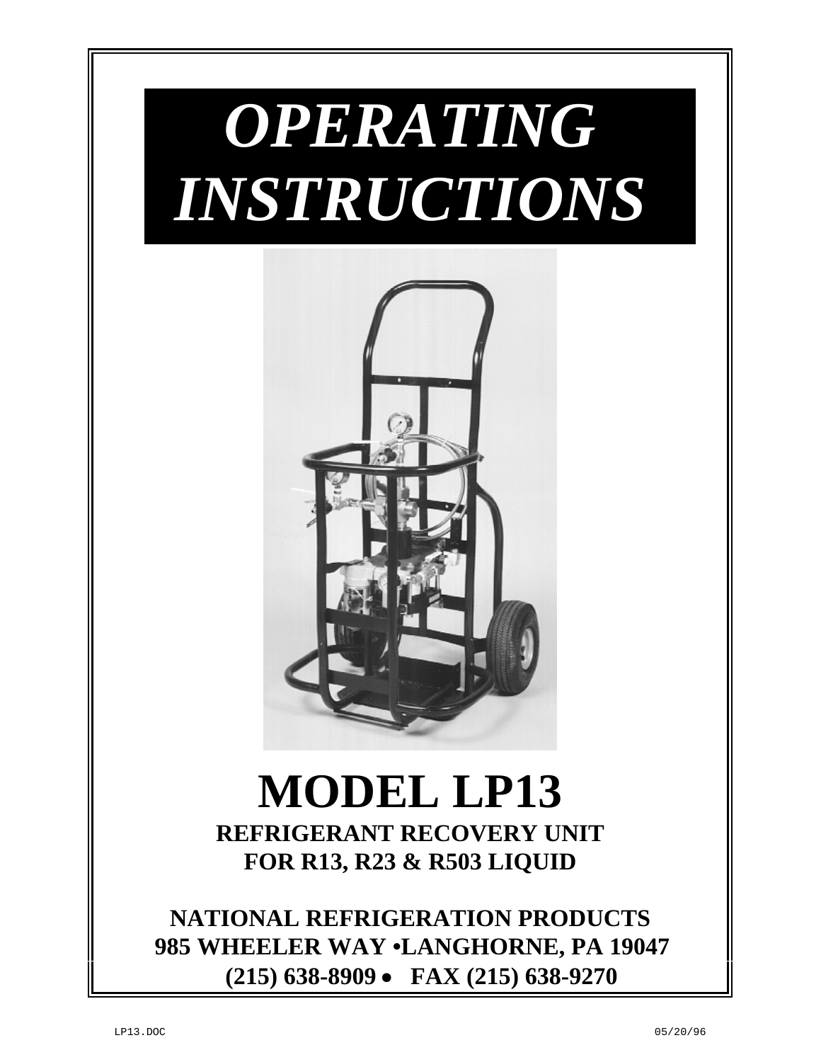# *OPERATING INSTRUCTIONS*

# MODEL LP13

**REFRIGERANT RECOVERY UNIT**
**FOR R13, R23 & R503 LIQUID**

**NATIONAL REFRIGERATION PRODUCTS**
**985 WHEELER WAY •LANGHORNE, PA 19047**
**(215) 638-8909 • FAX (215) 638-9270**

LP13.DOC 05/20/96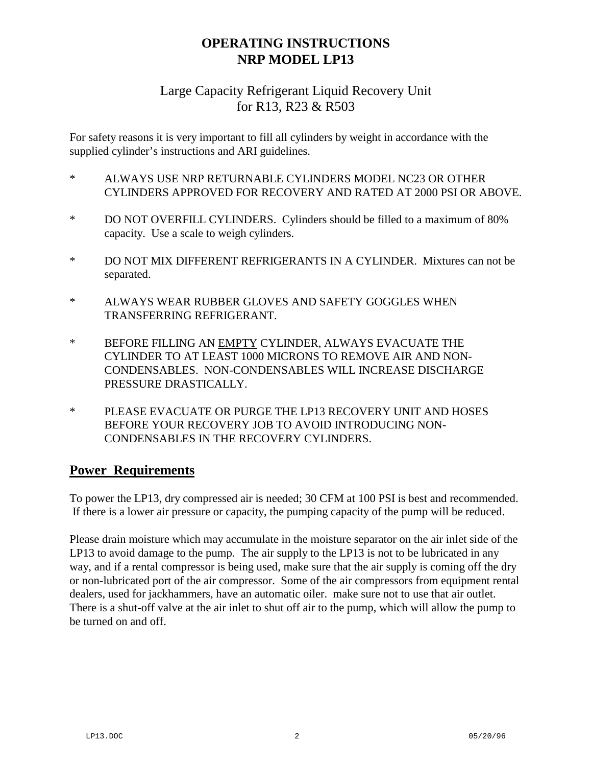# OPERATING INSTRUCTIONS
# NRP MODEL LP13

## Large Capacity Refrigerant Liquid Recovery Unit for R13, R23 & R503

For safety reasons it is very important to fill all cylinders by weight in accordance with the supplied cylinder's instructions and ARI guidelines.

* ALWAYS USE NRP RETURNABLE CYLINDERS MODEL NC23 OR OTHER CYLINDERS APPROVED FOR RECOVERY AND RATED AT 2000 PSI OR ABOVE.

* DO NOT OVERFILL CYLINDERS. Cylinders should be filled to a maximum of 80% capacity. Use a scale to weigh cylinders.

* DO NOT MIX DIFFERENT REFRIGERANTS IN A CYLINDER. Mixtures can not be separated.

* ALWAYS WEAR RUBBER GLOVES AND SAFETY GOGGLES WHEN TRANSFERRING REFRIGERANT.

* BEFORE FILLING AN <u>EMPTY</u> CYLINDER, ALWAYS EVACUATE THE CYLINDER TO AT LEAST 1000 MICRONS TO REMOVE AIR AND NON-CONDENSABLES. NON-CONDENSABLES WILL INCREASE DISCHARGE PRESSURE DRASTICALLY.

* PLEASE EVACUATE OR PURGE THE LP13 RECOVERY UNIT AND HOSES BEFORE YOUR RECOVERY JOB TO AVOID INTRODUCING NON-CONDENSABLES IN THE RECOVERY CYLINDERS.

## Power Requirements

To power the LP13, dry compressed air is needed; 30 CFM at 100 PSI is best and recommended. If there is a lower air pressure or capacity, the pumping capacity of the pump will be reduced.

Please drain moisture which may accumulate in the moisture separator on the air inlet side of the LP13 to avoid damage to the pump. The air supply to the LP13 is not to be lubricated in any way, and if a rental compressor is being used, make sure that the air supply is coming off the dry or non-lubricated port of the air compressor. Some of the air compressors from equipment rental dealers, used for jackhammers, have an automatic oiler. make sure not to use that air outlet. There is a shut-off valve at the air inlet to shut off air to the pump, which will allow the pump to be turned on and off.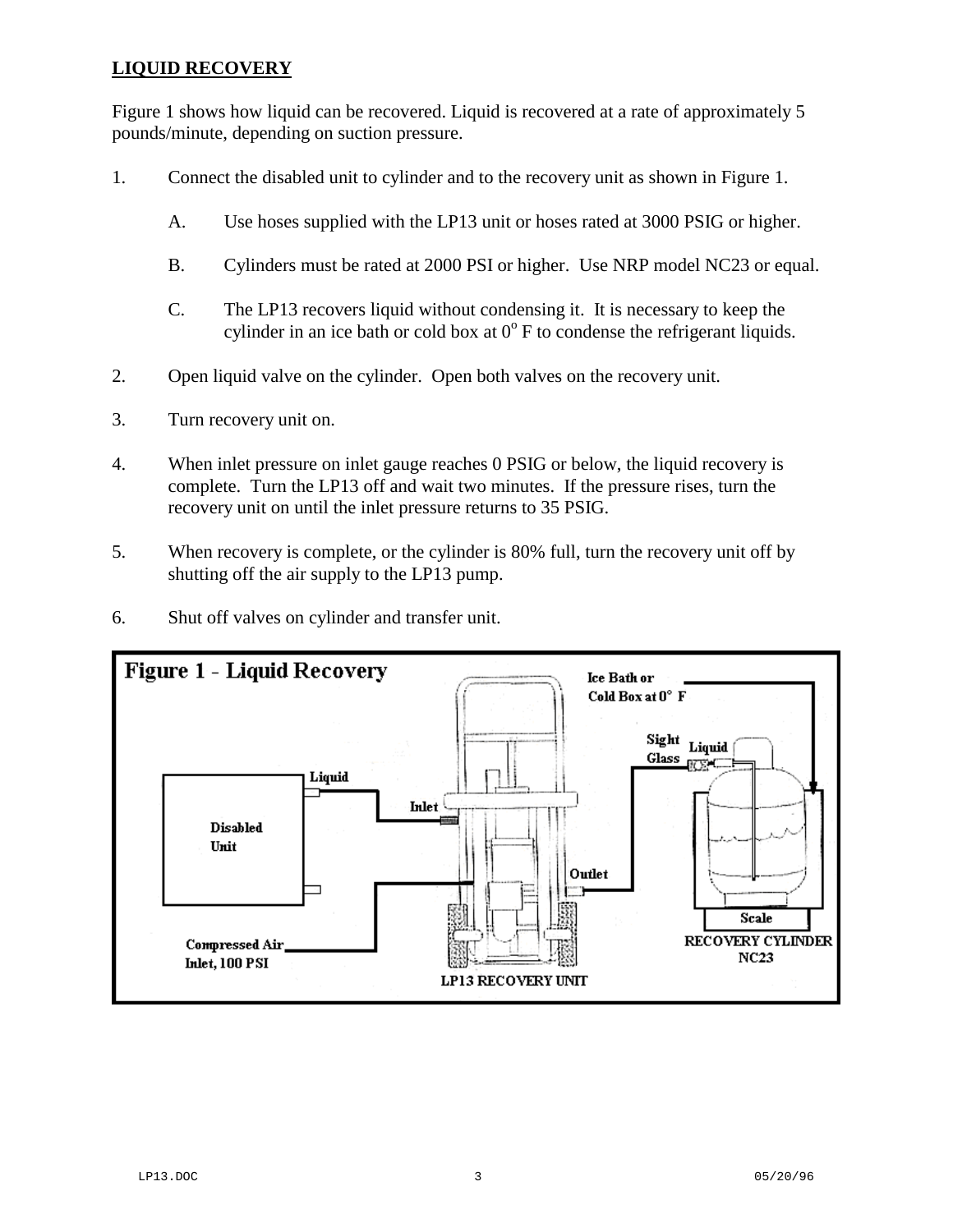## LIQUID RECOVERY

Figure 1 shows how liquid can be recovered. Liquid is recovered at a rate of approximately 5 pounds/minute, depending on suction pressure.

1. Connect the disabled unit to cylinder and to the recovery unit as shown in Figure 1.

   A. Use hoses supplied with the LP13 unit or hoses rated at 3000 PSIG or higher.

   B. Cylinders must be rated at 2000 PSI or higher. Use NRP model NC23 or equal.

   C. The LP13 recovers liquid without condensing it. It is necessary to keep the cylinder in an ice bath or cold box at $0^{o}$ F to condense the refrigerant liquids.

2. Open liquid valve on the cylinder. Open both valves on the recovery unit.

3. Turn recovery unit on.

4. When inlet pressure on inlet gauge reaches 0 PSIG or below, the liquid recovery is complete. Turn the LP13 off and wait two minutes. If the pressure rises, turn the recovery unit on until the inlet pressure returns to 35 PSIG.

5. When recovery is complete, or the cylinder is 80% full, turn the recovery unit off by shutting off the air supply to the LP13 pump.

6. Shut off valves on cylinder and transfer unit.

**Figure 1 - Liquid Recovery**

Ice Bath or Cold Box at 0° F

Sight Glass

Liquid

Disabled Unit

Inlet

Outlet

Compressed Air Inlet, 100 PSI

Scale

RECOVERY CYLINDER NC23

LP13 RECOVERY UNIT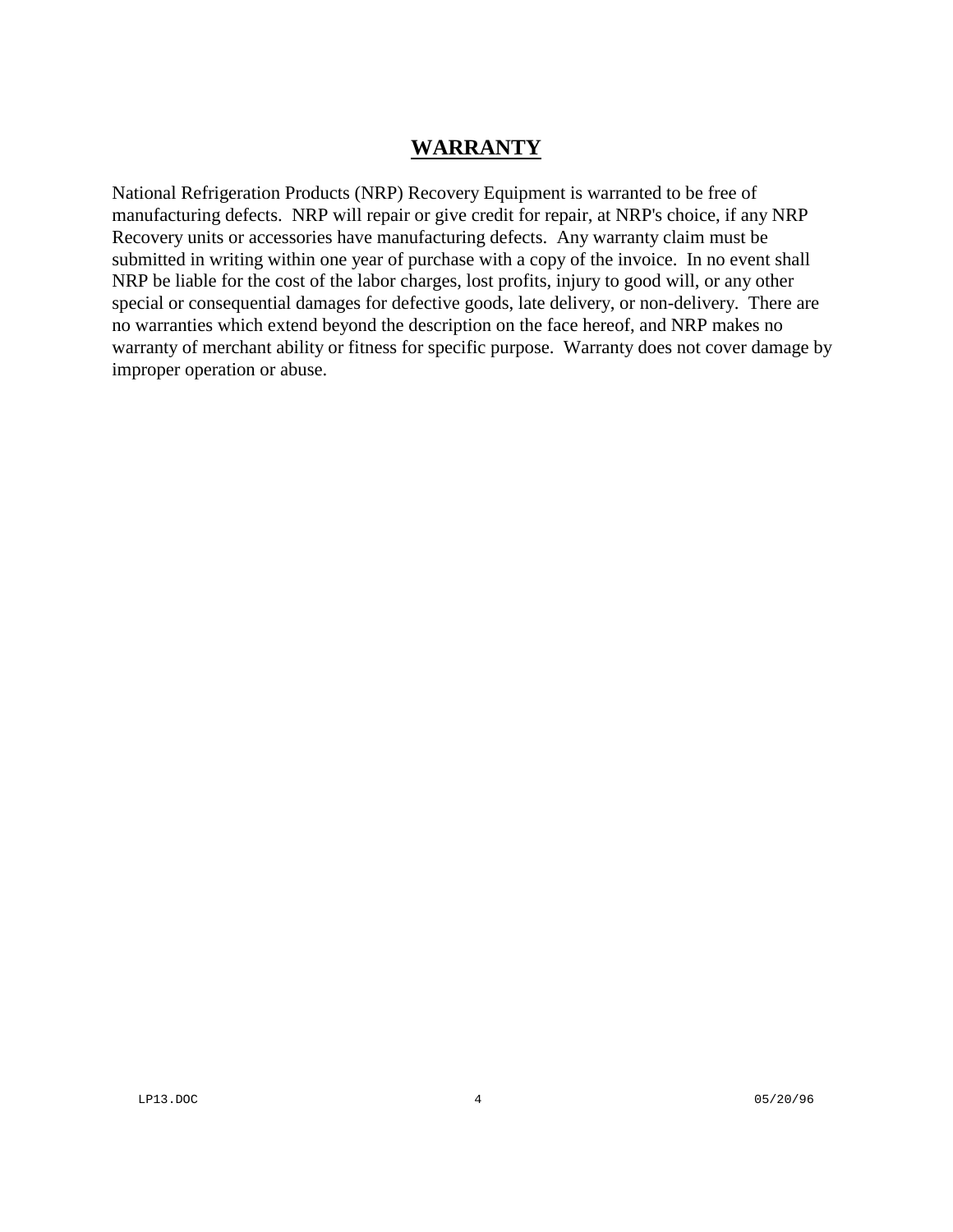## **WARRANTY**

National Refrigeration Products (NRP) Recovery Equipment is warranted to be free of manufacturing defects. NRP will repair or give credit for repair, at NRP's choice, if any NRP Recovery units or accessories have manufacturing defects. Any warranty claim must be submitted in writing within one year of purchase with a copy of the invoice. In no event shall NRP be liable for the cost of the labor charges, lost profits, injury to good will, or any other special or consequential damages for defective goods, late delivery, or non-delivery. There are no warranties which extend beyond the description on the face hereof, and NRP makes no warranty of merchant ability or fitness for specific purpose. Warranty does not cover damage by improper operation or abuse.